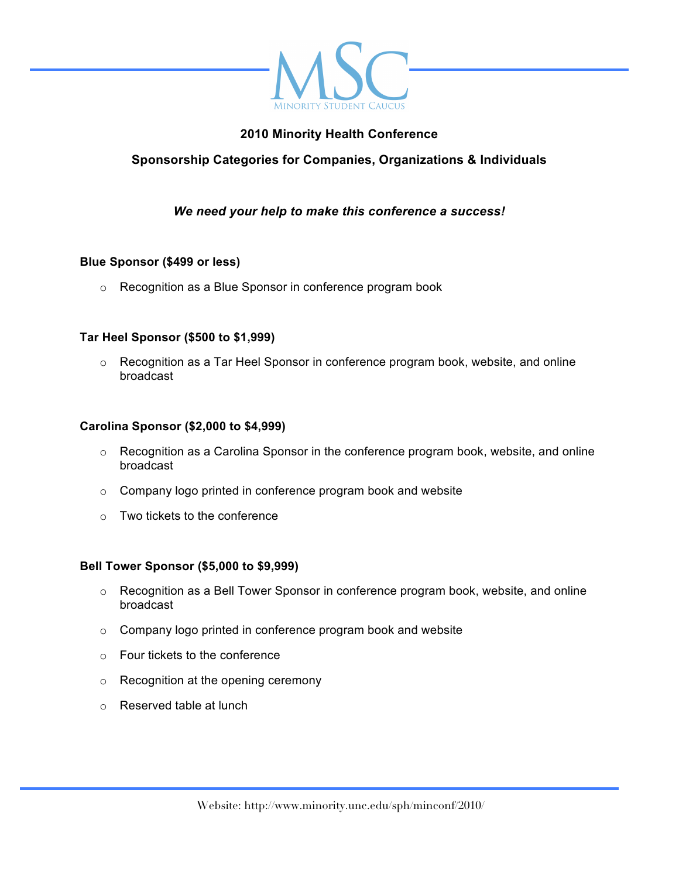MSC

Minority Student Caucus

# 2010 Minority Health Conference

## Sponsorship Categories for Companies, Organizations & Individuals

***We need your help to make this conference a success!***

**Blue Sponsor ($499 or less)**

- Recognition as a Blue Sponsor in conference program book

**Tar Heel Sponsor ($500 to $1,999)**

- Recognition as a Tar Heel Sponsor in conference program book, website, and online broadcast

**Carolina Sponsor ($2,000 to $4,999)**

- Recognition as a Carolina Sponsor in the conference program book, website, and online broadcast
- Company logo printed in conference program book and website
- Two tickets to the conference

**Bell Tower Sponsor ($5,000 to $9,999)**

- Recognition as a Bell Tower Sponsor in conference program book, website, and online broadcast
- Company logo printed in conference program book and website
- Four tickets to the conference
- Recognition at the opening ceremony
- Reserved table at lunch

Website: http://www.minority.unc.edu/sph/minconf/2010/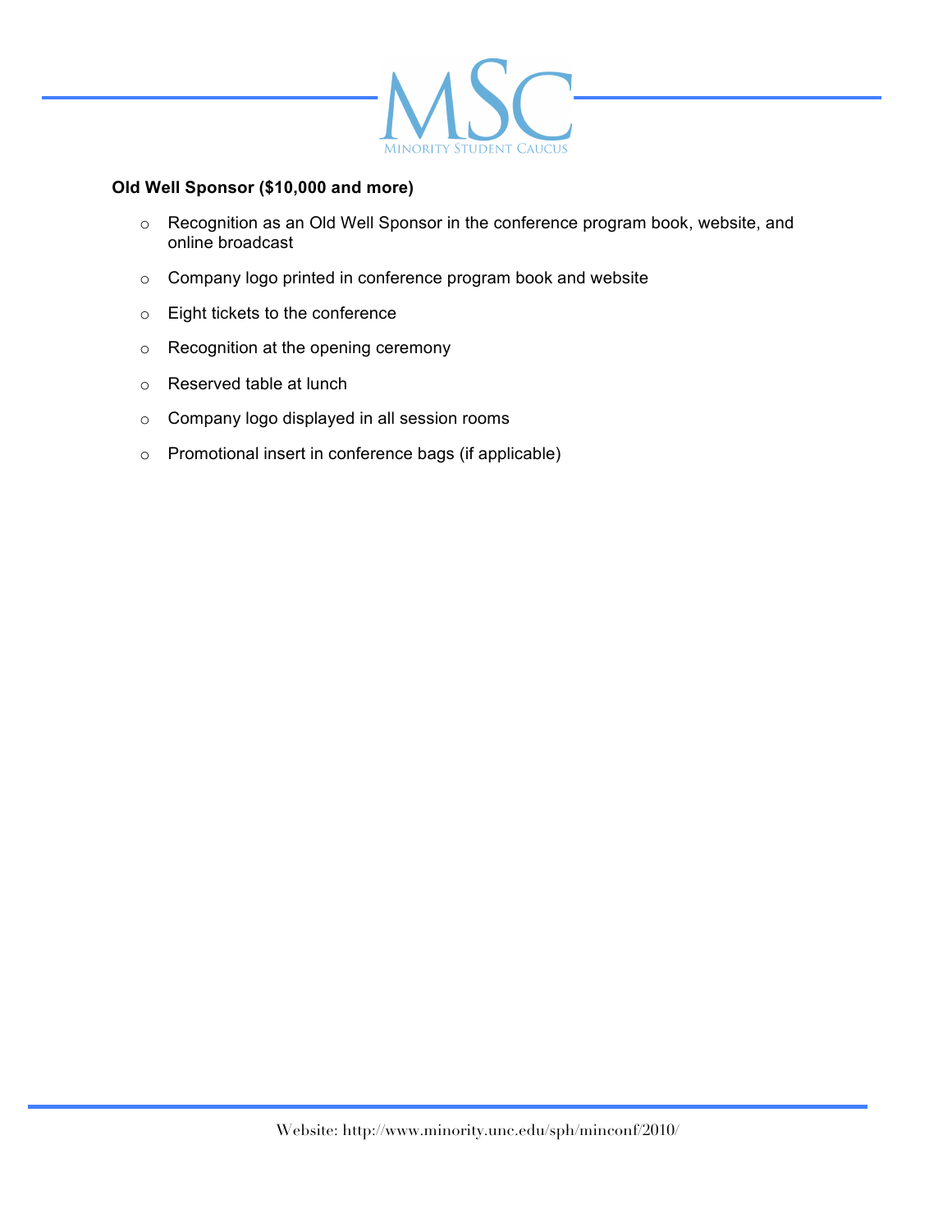**Old Well Sponsor ($10,000 and more)**

- Recognition as an Old Well Sponsor in the conference program book, website, and online broadcast
- Company logo printed in conference program book and website
- Eight tickets to the conference
- Recognition at the opening ceremony
- Reserved table at lunch
- Company logo displayed in all session rooms
- Promotional insert in conference bags (if applicable)